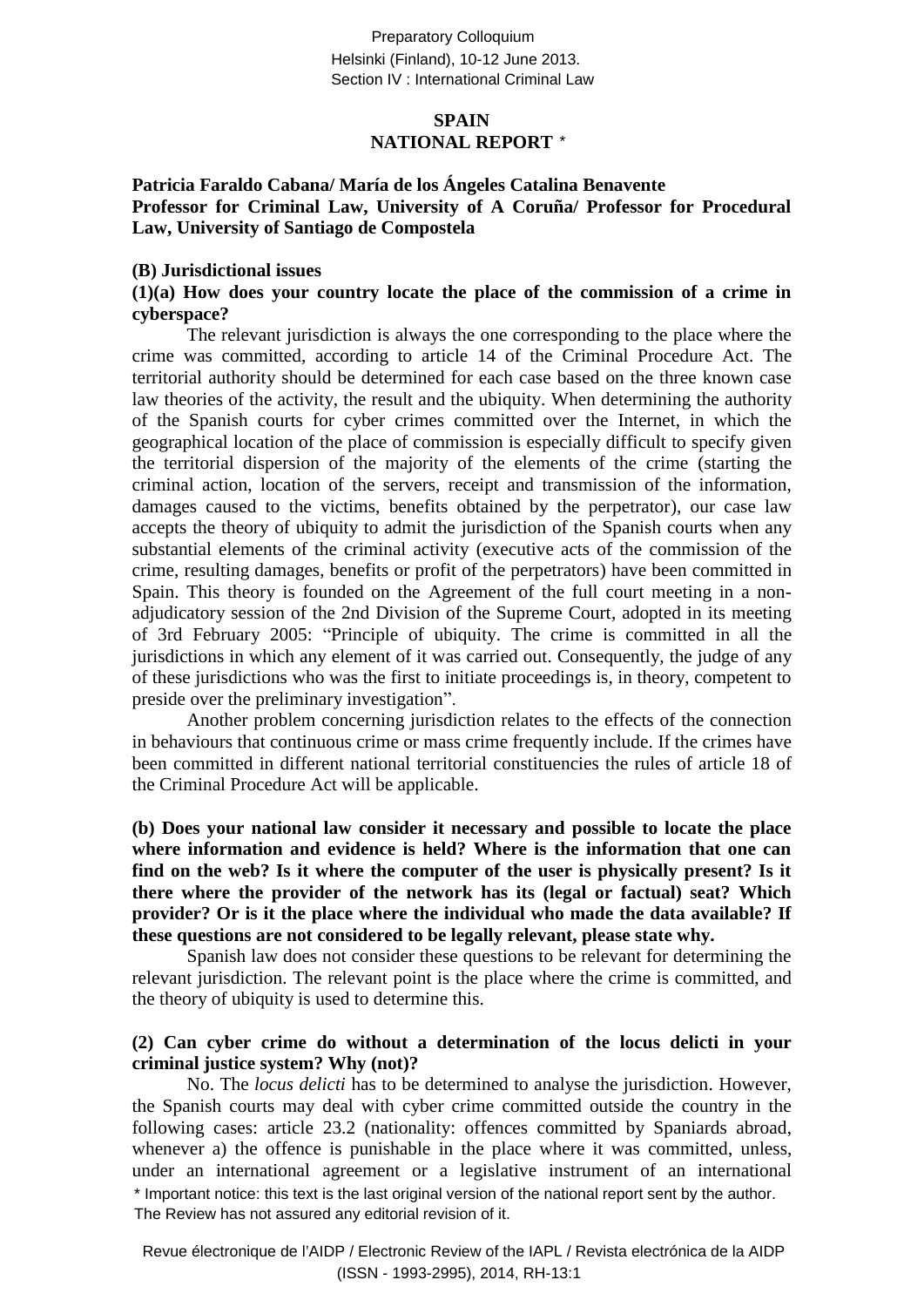Preparatory Colloquium
Helsinki (Finland), 10-12 June 2013.
Section IV : International Criminal Law

# SPAIN
# NATIONAL REPORT *

**Patricia Faraldo Cabana/ María de los Ángeles Catalina Benavente**
**Professor for Criminal Law, University of A Coruña/ Professor for Procedural Law, University of Santiago de Compostela**

## (B) Jurisdictional issues

### (1)(a) How does your country locate the place of the commission of a crime in cyberspace?

The relevant jurisdiction is always the one corresponding to the place where the crime was committed, according to article 14 of the Criminal Procedure Act. The territorial authority should be determined for each case based on the three known case law theories of the activity, the result and the ubiquity. When determining the authority of the Spanish courts for cyber crimes committed over the Internet, in which the geographical location of the place of commission is especially difficult to specify given the territorial dispersion of the majority of the elements of the crime (starting the criminal action, location of the servers, receipt and transmission of the information, damages caused to the victims, benefits obtained by the perpetrator), our case law accepts the theory of ubiquity to admit the jurisdiction of the Spanish courts when any substantial elements of the criminal activity (executive acts of the commission of the crime, resulting damages, benefits or profit of the perpetrators) have been committed in Spain. This theory is founded on the Agreement of the full court meeting in a non-adjudicatory session of the 2nd Division of the Supreme Court, adopted in its meeting of 3rd February 2005: "Principle of ubiquity. The crime is committed in all the jurisdictions in which any element of it was carried out. Consequently, the judge of any of these jurisdictions who was the first to initiate proceedings is, in theory, competent to preside over the preliminary investigation".

Another problem concerning jurisdiction relates to the effects of the connection in behaviours that continuous crime or mass crime frequently include. If the crimes have been committed in different national territorial constituencies the rules of article 18 of the Criminal Procedure Act will be applicable.

### (b) Does your national law consider it necessary and possible to locate the place where information and evidence is held? Where is the information that one can find on the web? Is it where the computer of the user is physically present? Is it there where the provider of the network has its (legal or factual) seat? Which provider? Or is it the place where the individual who made the data available? If these questions are not considered to be legally relevant, please state why.

Spanish law does not consider these questions to be relevant for determining the relevant jurisdiction. The relevant point is the place where the crime is committed, and the theory of ubiquity is used to determine this.

### (2) Can cyber crime do without a determination of the locus delicti in your criminal justice system? Why (not)?

No. The *locus delicti* has to be determined to analyse the jurisdiction. However, the Spanish courts may deal with cyber crime committed outside the country in the following cases: article 23.2 (nationality: offences committed by Spaniards abroad, whenever a) the offence is punishable in the place where it was committed, unless, under an international agreement or a legislative instrument of an international

\* Important notice: this text is the last original version of the national report sent by the author. The Review has not assured any editorial revision of it.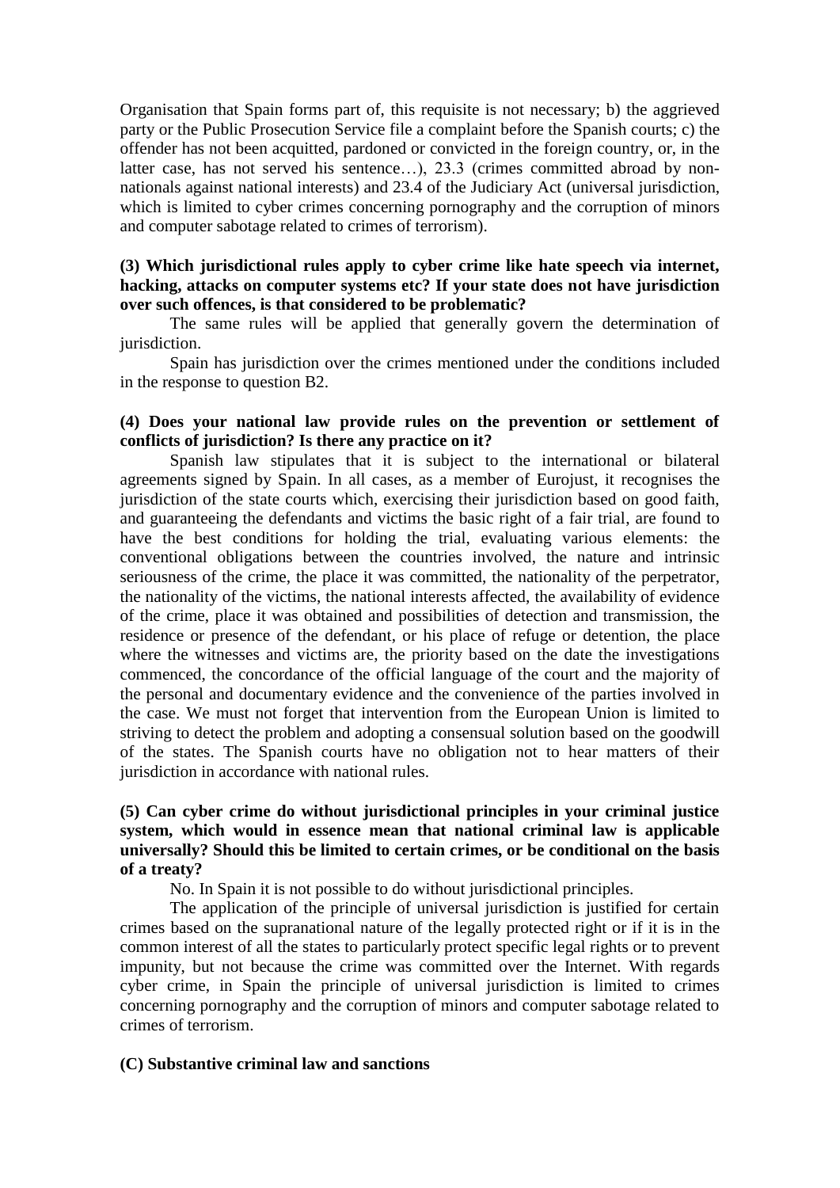Organisation that Spain forms part of, this requisite is not necessary; b) the aggrieved party or the Public Prosecution Service file a complaint before the Spanish courts; c) the offender has not been acquitted, pardoned or convicted in the foreign country, or, in the latter case, has not served his sentence…), 23.3 (crimes committed abroad by non-nationals against national interests) and 23.4 of the Judiciary Act (universal jurisdiction, which is limited to cyber crimes concerning pornography and the corruption of minors and computer sabotage related to crimes of terrorism).

**(3) Which jurisdictional rules apply to cyber crime like hate speech via internet, hacking, attacks on computer systems etc? If your state does not have jurisdiction over such offences, is that considered to be problematic?**

The same rules will be applied that generally govern the determination of jurisdiction.

Spain has jurisdiction over the crimes mentioned under the conditions included in the response to question B2.

**(4) Does your national law provide rules on the prevention or settlement of conflicts of jurisdiction? Is there any practice on it?**

Spanish law stipulates that it is subject to the international or bilateral agreements signed by Spain. In all cases, as a member of Eurojust, it recognises the jurisdiction of the state courts which, exercising their jurisdiction based on good faith, and guaranteeing the defendants and victims the basic right of a fair trial, are found to have the best conditions for holding the trial, evaluating various elements: the conventional obligations between the countries involved, the nature and intrinsic seriousness of the crime, the place it was committed, the nationality of the perpetrator, the nationality of the victims, the national interests affected, the availability of evidence of the crime, place it was obtained and possibilities of detection and transmission, the residence or presence of the defendant, or his place of refuge or detention, the place where the witnesses and victims are, the priority based on the date the investigations commenced, the concordance of the official language of the court and the majority of the personal and documentary evidence and the convenience of the parties involved in the case. We must not forget that intervention from the European Union is limited to striving to detect the problem and adopting a consensual solution based on the goodwill of the states. The Spanish courts have no obligation not to hear matters of their jurisdiction in accordance with national rules.

**(5) Can cyber crime do without jurisdictional principles in your criminal justice system, which would in essence mean that national criminal law is applicable universally? Should this be limited to certain crimes, or be conditional on the basis of a treaty?**

No. In Spain it is not possible to do without jurisdictional principles.

The application of the principle of universal jurisdiction is justified for certain crimes based on the supranational nature of the legally protected right or if it is in the common interest of all the states to particularly protect specific legal rights or to prevent impunity, but not because the crime was committed over the Internet. With regards cyber crime, in Spain the principle of universal jurisdiction is limited to crimes concerning pornography and the corruption of minors and computer sabotage related to crimes of terrorism.

## (C) Substantive criminal law and sanctions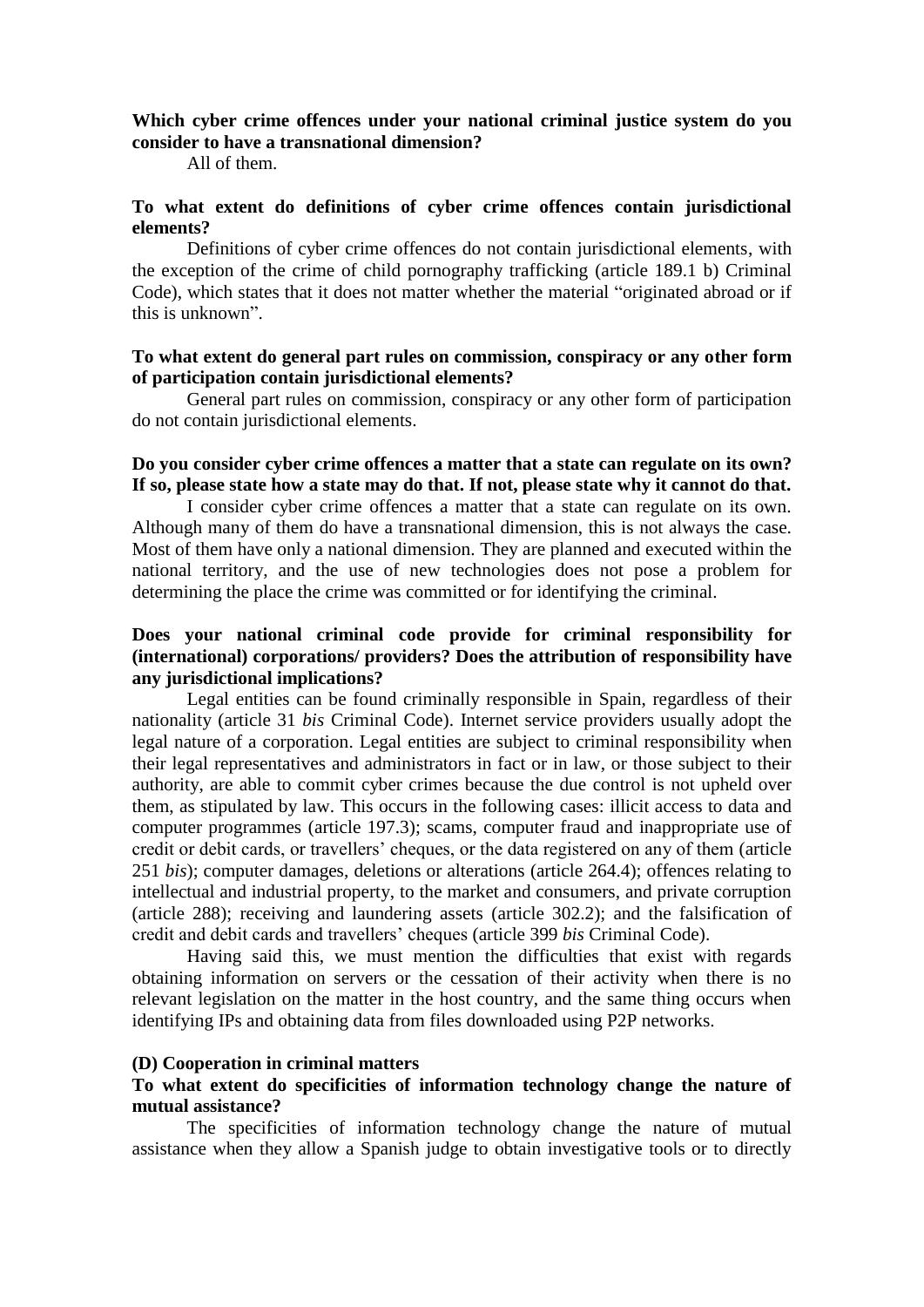**Which cyber crime offences under your national criminal justice system do you consider to have a transnational dimension?**

All of them.

**To what extent do definitions of cyber crime offences contain jurisdictional elements?**

Definitions of cyber crime offences do not contain jurisdictional elements, with the exception of the crime of child pornography trafficking (article 189.1 b) Criminal Code), which states that it does not matter whether the material "originated abroad or if this is unknown".

**To what extent do general part rules on commission, conspiracy or any other form of participation contain jurisdictional elements?**

General part rules on commission, conspiracy or any other form of participation do not contain jurisdictional elements.

**Do you consider cyber crime offences a matter that a state can regulate on its own? If so, please state how a state may do that. If not, please state why it cannot do that.**

I consider cyber crime offences a matter that a state can regulate on its own. Although many of them do have a transnational dimension, this is not always the case. Most of them have only a national dimension. They are planned and executed within the national territory, and the use of new technologies does not pose a problem for determining the place the crime was committed or for identifying the criminal.

**Does your national criminal code provide for criminal responsibility for (international) corporations/ providers? Does the attribution of responsibility have any jurisdictional implications?**

Legal entities can be found criminally responsible in Spain, regardless of their nationality (article 31 *bis* Criminal Code). Internet service providers usually adopt the legal nature of a corporation. Legal entities are subject to criminal responsibility when their legal representatives and administrators in fact or in law, or those subject to their authority, are able to commit cyber crimes because the due control is not upheld over them, as stipulated by law. This occurs in the following cases: illicit access to data and computer programmes (article 197.3); scams, computer fraud and inappropriate use of credit or debit cards, or travellers' cheques, or the data registered on any of them (article 251 *bis*); computer damages, deletions or alterations (article 264.4); offences relating to intellectual and industrial property, to the market and consumers, and private corruption (article 288); receiving and laundering assets (article 302.2); and the falsification of credit and debit cards and travellers' cheques (article 399 *bis* Criminal Code).

Having said this, we must mention the difficulties that exist with regards obtaining information on servers or the cessation of their activity when there is no relevant legislation on the matter in the host country, and the same thing occurs when identifying IPs and obtaining data from files downloaded using P2P networks.

**(D) Cooperation in criminal matters**

**To what extent do specificities of information technology change the nature of mutual assistance?**

The specificities of information technology change the nature of mutual assistance when they allow a Spanish judge to obtain investigative tools or to directly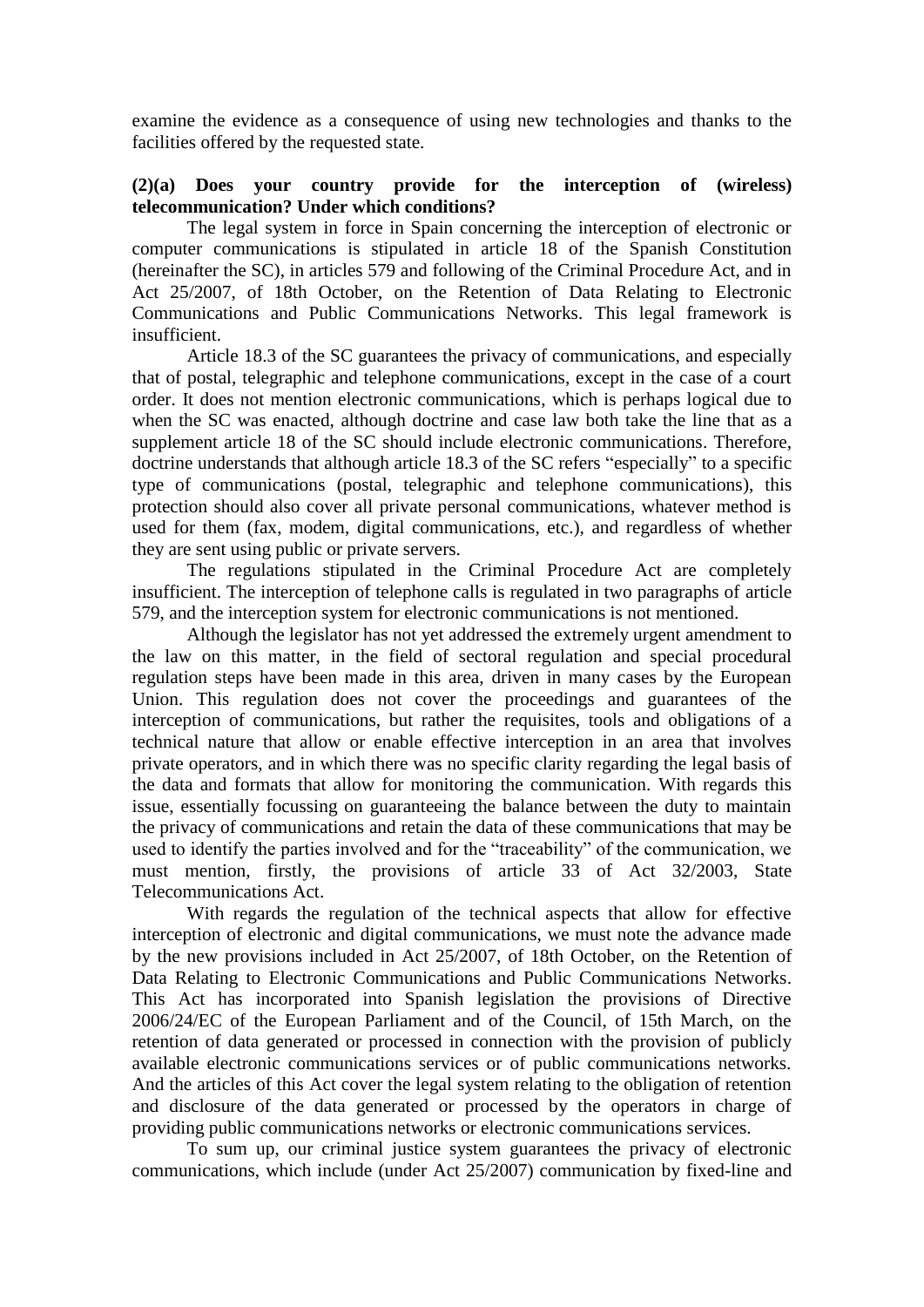examine the evidence as a consequence of using new technologies and thanks to the facilities offered by the requested state.

**(2)(a) Does your country provide for the interception of (wireless) telecommunication? Under which conditions?**

The legal system in force in Spain concerning the interception of electronic or computer communications is stipulated in article 18 of the Spanish Constitution (hereinafter the SC), in articles 579 and following of the Criminal Procedure Act, and in Act 25/2007, of 18th October, on the Retention of Data Relating to Electronic Communications and Public Communications Networks. This legal framework is insufficient.

Article 18.3 of the SC guarantees the privacy of communications, and especially that of postal, telegraphic and telephone communications, except in the case of a court order. It does not mention electronic communications, which is perhaps logical due to when the SC was enacted, although doctrine and case law both take the line that as a supplement article 18 of the SC should include electronic communications. Therefore, doctrine understands that although article 18.3 of the SC refers "especially" to a specific type of communications (postal, telegraphic and telephone communications), this protection should also cover all private personal communications, whatever method is used for them (fax, modem, digital communications, etc.), and regardless of whether they are sent using public or private servers.

The regulations stipulated in the Criminal Procedure Act are completely insufficient. The interception of telephone calls is regulated in two paragraphs of article 579, and the interception system for electronic communications is not mentioned.

Although the legislator has not yet addressed the extremely urgent amendment to the law on this matter, in the field of sectoral regulation and special procedural regulation steps have been made in this area, driven in many cases by the European Union. This regulation does not cover the proceedings and guarantees of the interception of communications, but rather the requisites, tools and obligations of a technical nature that allow or enable effective interception in an area that involves private operators, and in which there was no specific clarity regarding the legal basis of the data and formats that allow for monitoring the communication. With regards this issue, essentially focussing on guaranteeing the balance between the duty to maintain the privacy of communications and retain the data of these communications that may be used to identify the parties involved and for the "traceability" of the communication, we must mention, firstly, the provisions of article 33 of Act 32/2003, State Telecommunications Act.

With regards the regulation of the technical aspects that allow for effective interception of electronic and digital communications, we must note the advance made by the new provisions included in Act 25/2007, of 18th October, on the Retention of Data Relating to Electronic Communications and Public Communications Networks. This Act has incorporated into Spanish legislation the provisions of Directive 2006/24/EC of the European Parliament and of the Council, of 15th March, on the retention of data generated or processed in connection with the provision of publicly available electronic communications services or of public communications networks. And the articles of this Act cover the legal system relating to the obligation of retention and disclosure of the data generated or processed by the operators in charge of providing public communications networks or electronic communications services.

To sum up, our criminal justice system guarantees the privacy of electronic communications, which include (under Act 25/2007) communication by fixed-line and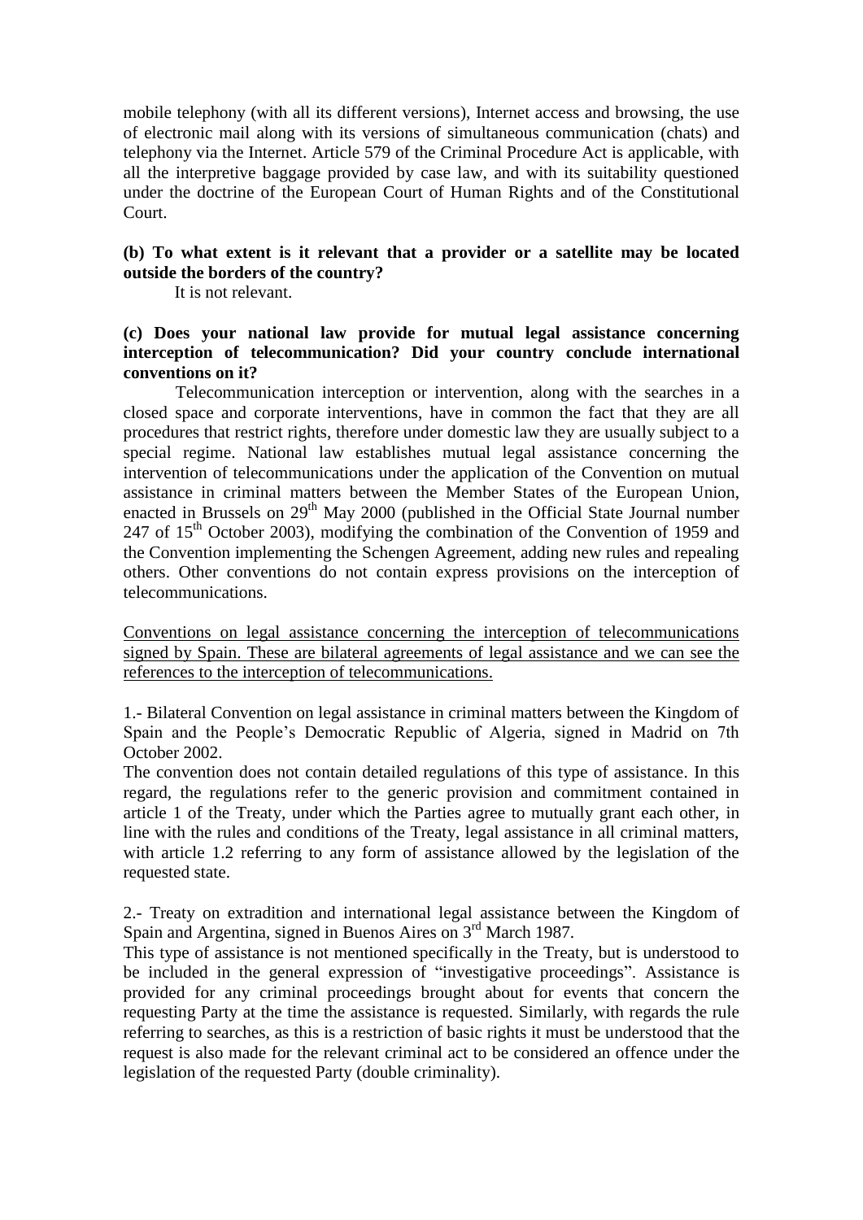mobile telephony (with all its different versions), Internet access and browsing, the use of electronic mail along with its versions of simultaneous communication (chats) and telephony via the Internet. Article 579 of the Criminal Procedure Act is applicable, with all the interpretive baggage provided by case law, and with its suitability questioned under the doctrine of the European Court of Human Rights and of the Constitutional Court.

**(b) To what extent is it relevant that a provider or a satellite may be located outside the borders of the country?**

It is not relevant.

**(c) Does your national law provide for mutual legal assistance concerning interception of telecommunication? Did your country conclude international conventions on it?**

Telecommunication interception or intervention, along with the searches in a closed space and corporate interventions, have in common the fact that they are all procedures that restrict rights, therefore under domestic law they are usually subject to a special regime. National law establishes mutual legal assistance concerning the intervention of telecommunications under the application of the Convention on mutual assistance in criminal matters between the Member States of the European Union, enacted in Brussels on 29th May 2000 (published in the Official State Journal number 247 of 15th October 2003), modifying the combination of the Convention of 1959 and the Convention implementing the Schengen Agreement, adding new rules and repealing others. Other conventions do not contain express provisions on the interception of telecommunications.

<u>Conventions on legal assistance concerning the interception of telecommunications signed by Spain. These are bilateral agreements of legal assistance and we can see the references to the interception of telecommunications.</u>

1.- Bilateral Convention on legal assistance in criminal matters between the Kingdom of Spain and the People's Democratic Republic of Algeria, signed in Madrid on 7th October 2002.

The convention does not contain detailed regulations of this type of assistance. In this regard, the regulations refer to the generic provision and commitment contained in article 1 of the Treaty, under which the Parties agree to mutually grant each other, in line with the rules and conditions of the Treaty, legal assistance in all criminal matters, with article 1.2 referring to any form of assistance allowed by the legislation of the requested state.

2.- Treaty on extradition and international legal assistance between the Kingdom of Spain and Argentina, signed in Buenos Aires on 3rd March 1987.

This type of assistance is not mentioned specifically in the Treaty, but is understood to be included in the general expression of "investigative proceedings". Assistance is provided for any criminal proceedings brought about for events that concern the requesting Party at the time the assistance is requested. Similarly, with regards the rule referring to searches, as this is a restriction of basic rights it must be understood that the request is also made for the relevant criminal act to be considered an offence under the legislation of the requested Party (double criminality).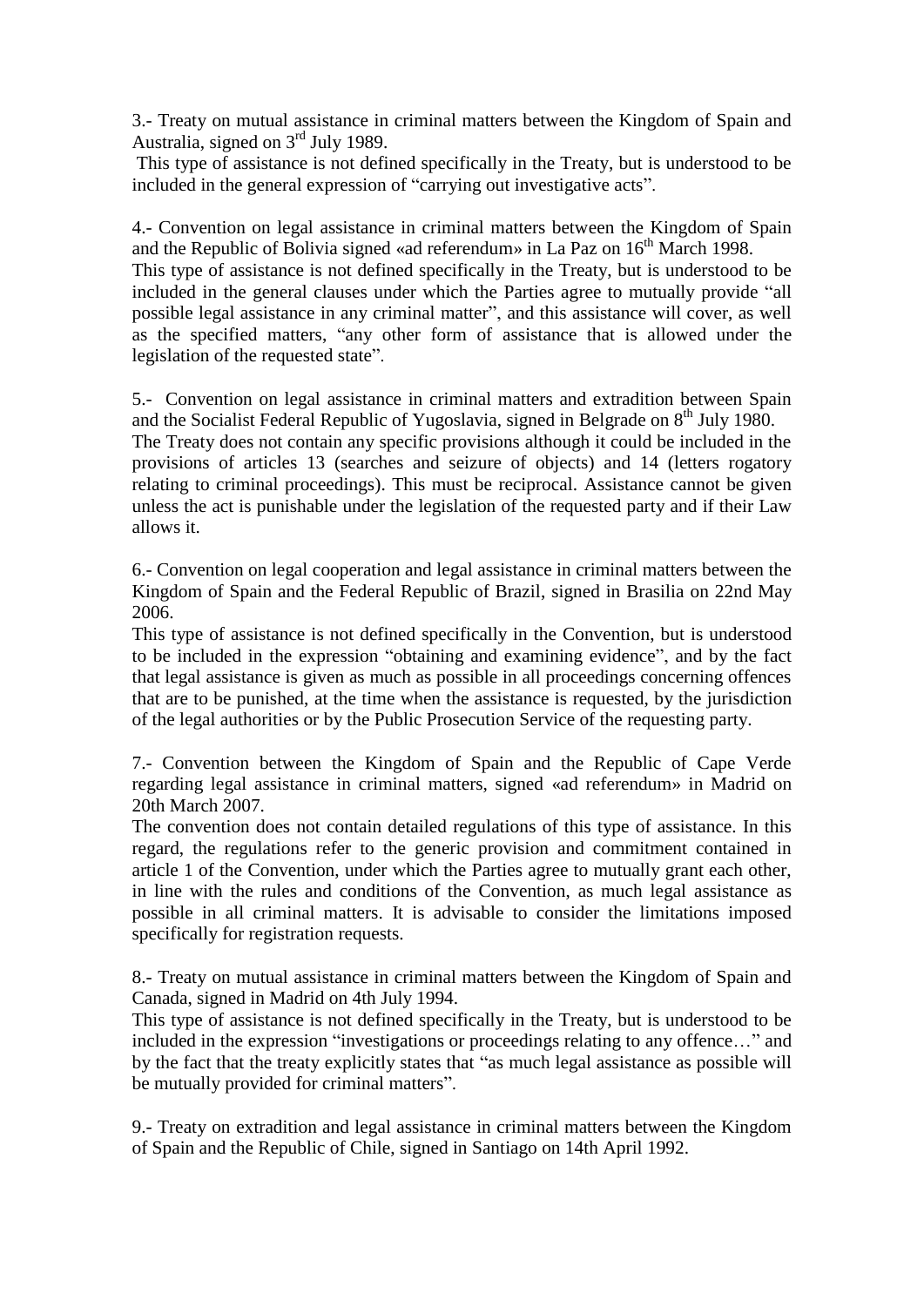3.- Treaty on mutual assistance in criminal matters between the Kingdom of Spain and Australia, signed on 3rd July 1989.

This type of assistance is not defined specifically in the Treaty, but is understood to be included in the general expression of "carrying out investigative acts".

4.- Convention on legal assistance in criminal matters between the Kingdom of Spain and the Republic of Bolivia signed «ad referendum» in La Paz on 16th March 1998.

This type of assistance is not defined specifically in the Treaty, but is understood to be included in the general clauses under which the Parties agree to mutually provide "all possible legal assistance in any criminal matter", and this assistance will cover, as well as the specified matters, "any other form of assistance that is allowed under the legislation of the requested state".

5.- Convention on legal assistance in criminal matters and extradition between Spain and the Socialist Federal Republic of Yugoslavia, signed in Belgrade on 8th July 1980.

The Treaty does not contain any specific provisions although it could be included in the provisions of articles 13 (searches and seizure of objects) and 14 (letters rogatory relating to criminal proceedings). This must be reciprocal. Assistance cannot be given unless the act is punishable under the legislation of the requested party and if their Law allows it.

6.- Convention on legal cooperation and legal assistance in criminal matters between the Kingdom of Spain and the Federal Republic of Brazil, signed in Brasilia on 22nd May 2006.

This type of assistance is not defined specifically in the Convention, but is understood to be included in the expression "obtaining and examining evidence", and by the fact that legal assistance is given as much as possible in all proceedings concerning offences that are to be punished, at the time when the assistance is requested, by the jurisdiction of the legal authorities or by the Public Prosecution Service of the requesting party.

7.- Convention between the Kingdom of Spain and the Republic of Cape Verde regarding legal assistance in criminal matters, signed «ad referendum» in Madrid on 20th March 2007.

The convention does not contain detailed regulations of this type of assistance. In this regard, the regulations refer to the generic provision and commitment contained in article 1 of the Convention, under which the Parties agree to mutually grant each other, in line with the rules and conditions of the Convention, as much legal assistance as possible in all criminal matters. It is advisable to consider the limitations imposed specifically for registration requests.

8.- Treaty on mutual assistance in criminal matters between the Kingdom of Spain and Canada, signed in Madrid on 4th July 1994.

This type of assistance is not defined specifically in the Treaty, but is understood to be included in the expression "investigations or proceedings relating to any offence…" and by the fact that the treaty explicitly states that "as much legal assistance as possible will be mutually provided for criminal matters".

9.- Treaty on extradition and legal assistance in criminal matters between the Kingdom of Spain and the Republic of Chile, signed in Santiago on 14th April 1992.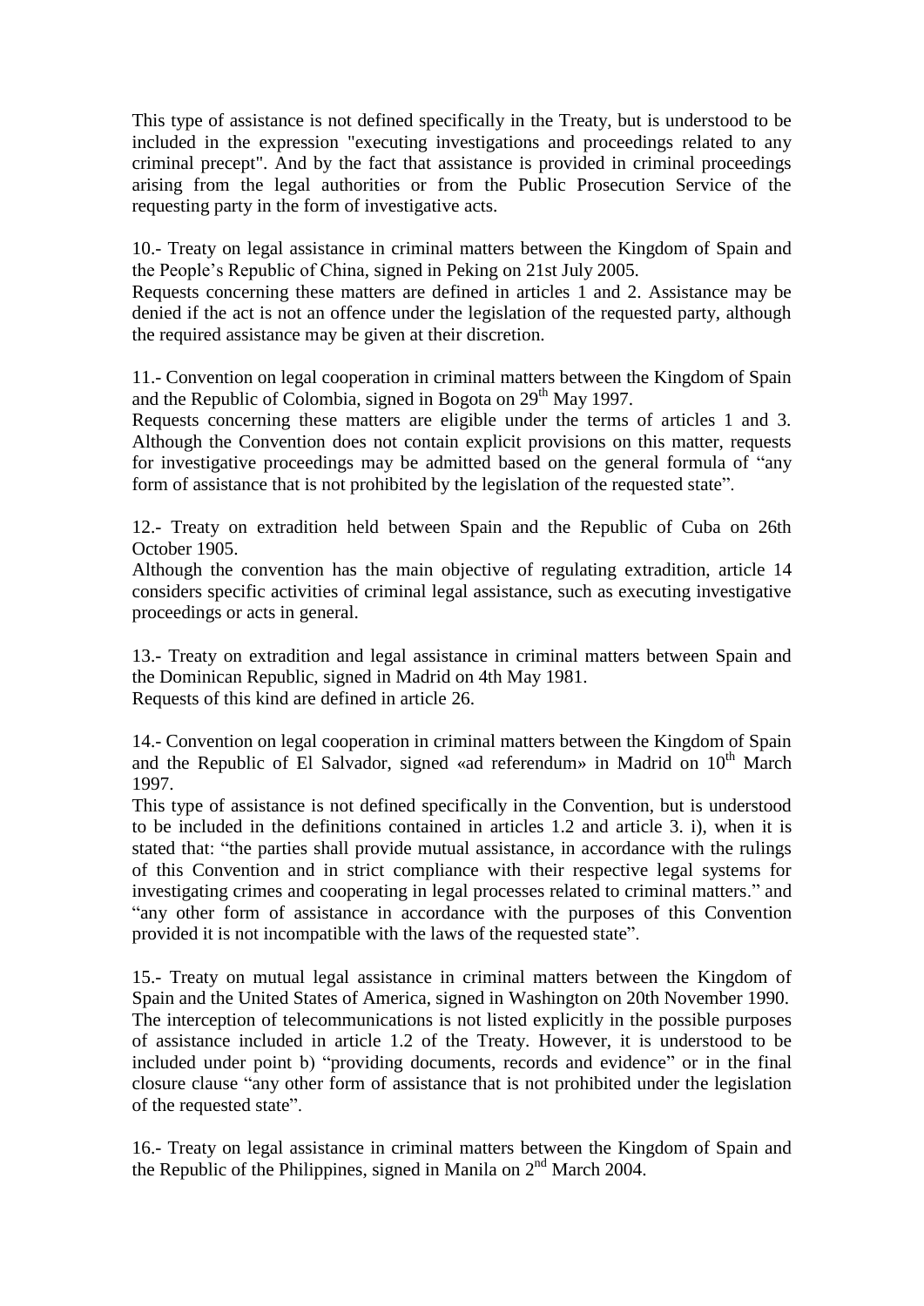This type of assistance is not defined specifically in the Treaty, but is understood to be included in the expression "executing investigations and proceedings related to any criminal precept". And by the fact that assistance is provided in criminal proceedings arising from the legal authorities or from the Public Prosecution Service of the requesting party in the form of investigative acts.

10.- Treaty on legal assistance in criminal matters between the Kingdom of Spain and the People's Republic of China, signed in Peking on 21st July 2005.
Requests concerning these matters are defined in articles 1 and 2. Assistance may be denied if the act is not an offence under the legislation of the requested party, although the required assistance may be given at their discretion.

11.- Convention on legal cooperation in criminal matters between the Kingdom of Spain and the Republic of Colombia, signed in Bogota on 29th May 1997.
Requests concerning these matters are eligible under the terms of articles 1 and 3. Although the Convention does not contain explicit provisions on this matter, requests for investigative proceedings may be admitted based on the general formula of "any form of assistance that is not prohibited by the legislation of the requested state".

12.- Treaty on extradition held between Spain and the Republic of Cuba on 26th October 1905.
Although the convention has the main objective of regulating extradition, article 14 considers specific activities of criminal legal assistance, such as executing investigative proceedings or acts in general.

13.- Treaty on extradition and legal assistance in criminal matters between Spain and the Dominican Republic, signed in Madrid on 4th May 1981.
Requests of this kind are defined in article 26.

14.- Convention on legal cooperation in criminal matters between the Kingdom of Spain and the Republic of El Salvador, signed «ad referendum» in Madrid on 10th March 1997.
This type of assistance is not defined specifically in the Convention, but is understood to be included in the definitions contained in articles 1.2 and article 3. i), when it is stated that: "the parties shall provide mutual assistance, in accordance with the rulings of this Convention and in strict compliance with their respective legal systems for investigating crimes and cooperating in legal processes related to criminal matters." and "any other form of assistance in accordance with the purposes of this Convention provided it is not incompatible with the laws of the requested state".

15.- Treaty on mutual legal assistance in criminal matters between the Kingdom of Spain and the United States of America, signed in Washington on 20th November 1990.
The interception of telecommunications is not listed explicitly in the possible purposes of assistance included in article 1.2 of the Treaty. However, it is understood to be included under point b) "providing documents, records and evidence" or in the final closure clause "any other form of assistance that is not prohibited under the legislation of the requested state".

16.- Treaty on legal assistance in criminal matters between the Kingdom of Spain and the Republic of the Philippines, signed in Manila on 2nd March 2004.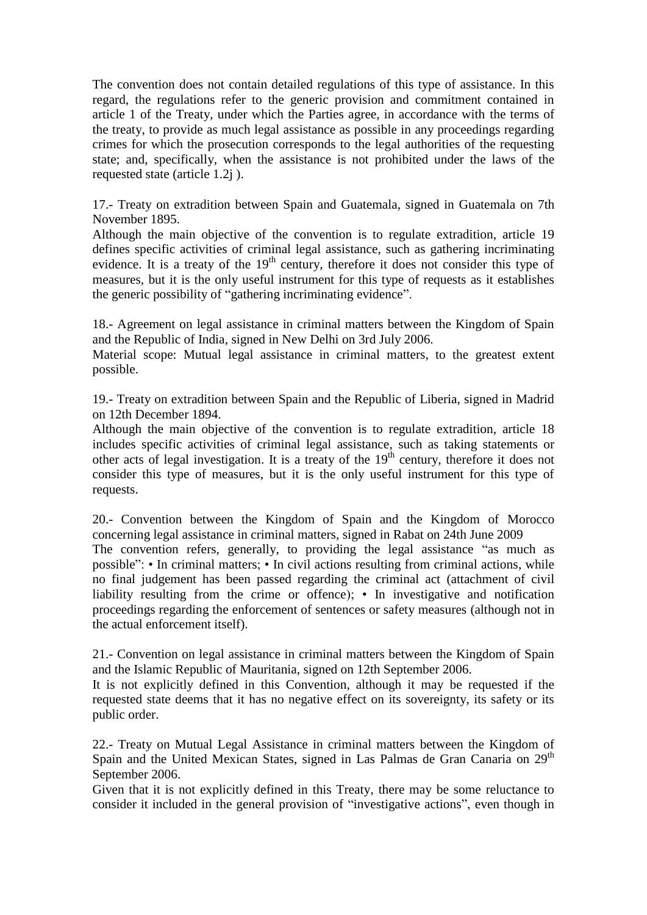The convention does not contain detailed regulations of this type of assistance. In this regard, the regulations refer to the generic provision and commitment contained in article 1 of the Treaty, under which the Parties agree, in accordance with the terms of the treaty, to provide as much legal assistance as possible in any proceedings regarding crimes for which the prosecution corresponds to the legal authorities of the requesting state; and, specifically, when the assistance is not prohibited under the laws of the requested state (article 1.2j ).

17.- Treaty on extradition between Spain and Guatemala, signed in Guatemala on 7th November 1895.
Although the main objective of the convention is to regulate extradition, article 19 defines specific activities of criminal legal assistance, such as gathering incriminating evidence. It is a treaty of the 19th century, therefore it does not consider this type of measures, but it is the only useful instrument for this type of requests as it establishes the generic possibility of "gathering incriminating evidence".

18.- Agreement on legal assistance in criminal matters between the Kingdom of Spain and the Republic of India, signed in New Delhi on 3rd July 2006.
Material scope: Mutual legal assistance in criminal matters, to the greatest extent possible.

19.- Treaty on extradition between Spain and the Republic of Liberia, signed in Madrid on 12th December 1894.
Although the main objective of the convention is to regulate extradition, article 18 includes specific activities of criminal legal assistance, such as taking statements or other acts of legal investigation. It is a treaty of the 19th century, therefore it does not consider this type of measures, but it is the only useful instrument for this type of requests.

20.- Convention between the Kingdom of Spain and the Kingdom of Morocco concerning legal assistance in criminal matters, signed in Rabat on 24th June 2009
The convention refers, generally, to providing the legal assistance "as much as possible": • In criminal matters; • In civil actions resulting from criminal actions, while no final judgement has been passed regarding the criminal act (attachment of civil liability resulting from the crime or offence); • In investigative and notification proceedings regarding the enforcement of sentences or safety measures (although not in the actual enforcement itself).

21.- Convention on legal assistance in criminal matters between the Kingdom of Spain and the Islamic Republic of Mauritania, signed on 12th September 2006.
It is not explicitly defined in this Convention, although it may be requested if the requested state deems that it has no negative effect on its sovereignty, its safety or its public order.

22.- Treaty on Mutual Legal Assistance in criminal matters between the Kingdom of Spain and the United Mexican States, signed in Las Palmas de Gran Canaria on 29th September 2006.
Given that it is not explicitly defined in this Treaty, there may be some reluctance to consider it included in the general provision of "investigative actions", even though in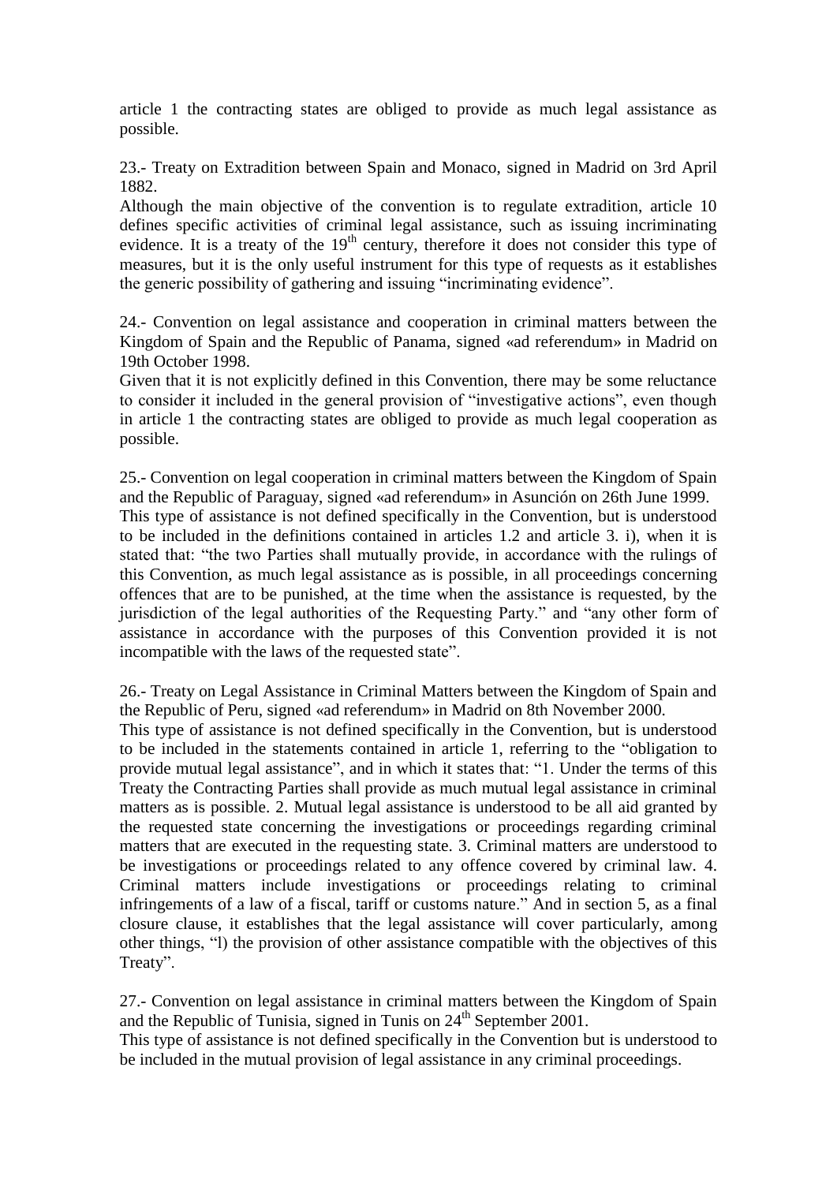article 1 the contracting states are obliged to provide as much legal assistance as possible.

23.- Treaty on Extradition between Spain and Monaco, signed in Madrid on 3rd April 1882.
Although the main objective of the convention is to regulate extradition, article 10 defines specific activities of criminal legal assistance, such as issuing incriminating evidence. It is a treaty of the 19th century, therefore it does not consider this type of measures, but it is the only useful instrument for this type of requests as it establishes the generic possibility of gathering and issuing "incriminating evidence".

24.- Convention on legal assistance and cooperation in criminal matters between the Kingdom of Spain and the Republic of Panama, signed «ad referendum» in Madrid on 19th October 1998.
Given that it is not explicitly defined in this Convention, there may be some reluctance to consider it included in the general provision of "investigative actions", even though in article 1 the contracting states are obliged to provide as much legal cooperation as possible.

25.- Convention on legal cooperation in criminal matters between the Kingdom of Spain and the Republic of Paraguay, signed «ad referendum» in Asunción on 26th June 1999.
This type of assistance is not defined specifically in the Convention, but is understood to be included in the definitions contained in articles 1.2 and article 3. i), when it is stated that: "the two Parties shall mutually provide, in accordance with the rulings of this Convention, as much legal assistance as is possible, in all proceedings concerning offences that are to be punished, at the time when the assistance is requested, by the jurisdiction of the legal authorities of the Requesting Party." and "any other form of assistance in accordance with the purposes of this Convention provided it is not incompatible with the laws of the requested state".

26.- Treaty on Legal Assistance in Criminal Matters between the Kingdom of Spain and the Republic of Peru, signed «ad referendum» in Madrid on 8th November 2000.
This type of assistance is not defined specifically in the Convention, but is understood to be included in the statements contained in article 1, referring to the "obligation to provide mutual legal assistance", and in which it states that: "1. Under the terms of this Treaty the Contracting Parties shall provide as much mutual legal assistance in criminal matters as is possible. 2. Mutual legal assistance is understood to be all aid granted by the requested state concerning the investigations or proceedings regarding criminal matters that are executed in the requesting state. 3. Criminal matters are understood to be investigations or proceedings related to any offence covered by criminal law. 4. Criminal matters include investigations or proceedings relating to criminal infringements of a law of a fiscal, tariff or customs nature." And in section 5, as a final closure clause, it establishes that the legal assistance will cover particularly, among other things, "l) the provision of other assistance compatible with the objectives of this Treaty".

27.- Convention on legal assistance in criminal matters between the Kingdom of Spain and the Republic of Tunisia, signed in Tunis on 24th September 2001.
This type of assistance is not defined specifically in the Convention but is understood to be included in the mutual provision of legal assistance in any criminal proceedings.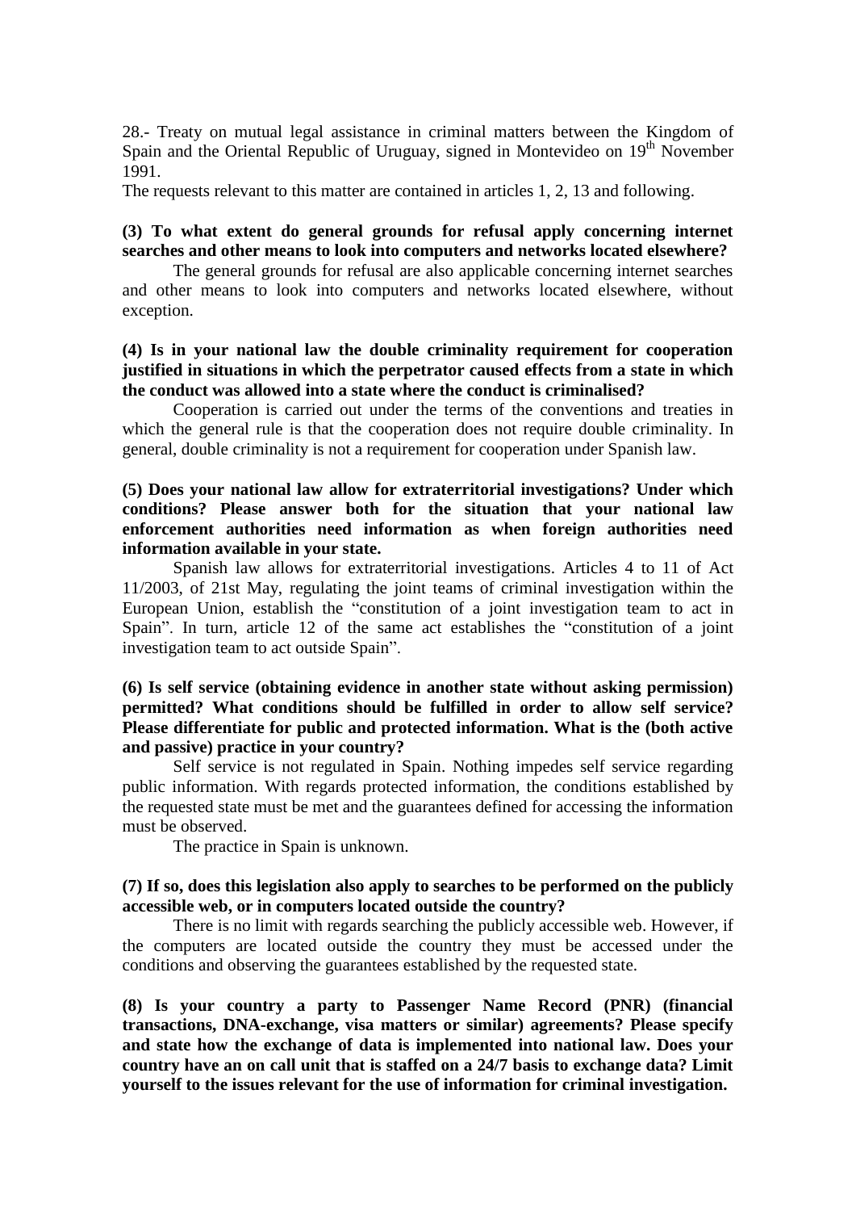28.- Treaty on mutual legal assistance in criminal matters between the Kingdom of Spain and the Oriental Republic of Uruguay, signed in Montevideo on 19th November 1991.

The requests relevant to this matter are contained in articles 1, 2, 13 and following.

**(3) To what extent do general grounds for refusal apply concerning internet searches and other means to look into computers and networks located elsewhere?**

The general grounds for refusal are also applicable concerning internet searches and other means to look into computers and networks located elsewhere, without exception.

**(4) Is in your national law the double criminality requirement for cooperation justified in situations in which the perpetrator caused effects from a state in which the conduct was allowed into a state where the conduct is criminalised?**

Cooperation is carried out under the terms of the conventions and treaties in which the general rule is that the cooperation does not require double criminality. In general, double criminality is not a requirement for cooperation under Spanish law.

**(5) Does your national law allow for extraterritorial investigations? Under which conditions? Please answer both for the situation that your national law enforcement authorities need information as when foreign authorities need information available in your state.**

Spanish law allows for extraterritorial investigations. Articles 4 to 11 of Act 11/2003, of 21st May, regulating the joint teams of criminal investigation within the European Union, establish the "constitution of a joint investigation team to act in Spain". In turn, article 12 of the same act establishes the "constitution of a joint investigation team to act outside Spain".

**(6) Is self service (obtaining evidence in another state without asking permission) permitted? What conditions should be fulfilled in order to allow self service? Please differentiate for public and protected information. What is the (both active and passive) practice in your country?**

Self service is not regulated in Spain. Nothing impedes self service regarding public information. With regards protected information, the conditions established by the requested state must be met and the guarantees defined for accessing the information must be observed.

The practice in Spain is unknown.

**(7) If so, does this legislation also apply to searches to be performed on the publicly accessible web, or in computers located outside the country?**

There is no limit with regards searching the publicly accessible web. However, if the computers are located outside the country they must be accessed under the conditions and observing the guarantees established by the requested state.

**(8) Is your country a party to Passenger Name Record (PNR) (financial transactions, DNA-exchange, visa matters or similar) agreements? Please specify and state how the exchange of data is implemented into national law. Does your country have an on call unit that is staffed on a 24/7 basis to exchange data? Limit yourself to the issues relevant for the use of information for criminal investigation.**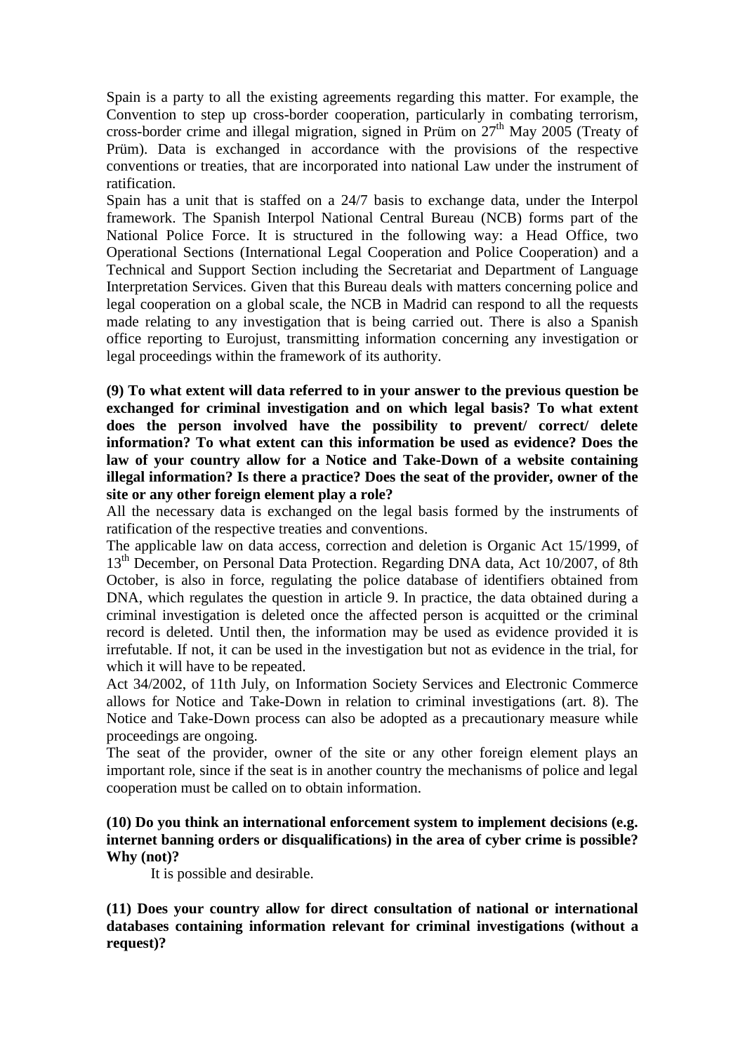Spain is a party to all the existing agreements regarding this matter. For example, the Convention to step up cross-border cooperation, particularly in combating terrorism, cross-border crime and illegal migration, signed in Prüm on 27th May 2005 (Treaty of Prüm). Data is exchanged in accordance with the provisions of the respective conventions or treaties, that are incorporated into national Law under the instrument of ratification.

Spain has a unit that is staffed on a 24/7 basis to exchange data, under the Interpol framework. The Spanish Interpol National Central Bureau (NCB) forms part of the National Police Force. It is structured in the following way: a Head Office, two Operational Sections (International Legal Cooperation and Police Cooperation) and a Technical and Support Section including the Secretariat and Department of Language Interpretation Services. Given that this Bureau deals with matters concerning police and legal cooperation on a global scale, the NCB in Madrid can respond to all the requests made relating to any investigation that is being carried out. There is also a Spanish office reporting to Eurojust, transmitting information concerning any investigation or legal proceedings within the framework of its authority.

**(9) To what extent will data referred to in your answer to the previous question be exchanged for criminal investigation and on which legal basis? To what extent does the person involved have the possibility to prevent/ correct/ delete information? To what extent can this information be used as evidence? Does the law of your country allow for a Notice and Take-Down of a website containing illegal information? Is there a practice? Does the seat of the provider, owner of the site or any other foreign element play a role?**

All the necessary data is exchanged on the legal basis formed by the instruments of ratification of the respective treaties and conventions.

The applicable law on data access, correction and deletion is Organic Act 15/1999, of 13th December, on Personal Data Protection. Regarding DNA data, Act 10/2007, of 8th October, is also in force, regulating the police database of identifiers obtained from DNA, which regulates the question in article 9. In practice, the data obtained during a criminal investigation is deleted once the affected person is acquitted or the criminal record is deleted. Until then, the information may be used as evidence provided it is irrefutable. If not, it can be used in the investigation but not as evidence in the trial, for which it will have to be repeated.

Act 34/2002, of 11th July, on Information Society Services and Electronic Commerce allows for Notice and Take-Down in relation to criminal investigations (art. 8). The Notice and Take-Down process can also be adopted as a precautionary measure while proceedings are ongoing.

The seat of the provider, owner of the site or any other foreign element plays an important role, since if the seat is in another country the mechanisms of police and legal cooperation must be called on to obtain information.

**(10) Do you think an international enforcement system to implement decisions (e.g. internet banning orders or disqualifications) in the area of cyber crime is possible? Why (not)?**

It is possible and desirable.

**(11) Does your country allow for direct consultation of national or international databases containing information relevant for criminal investigations (without a request)?**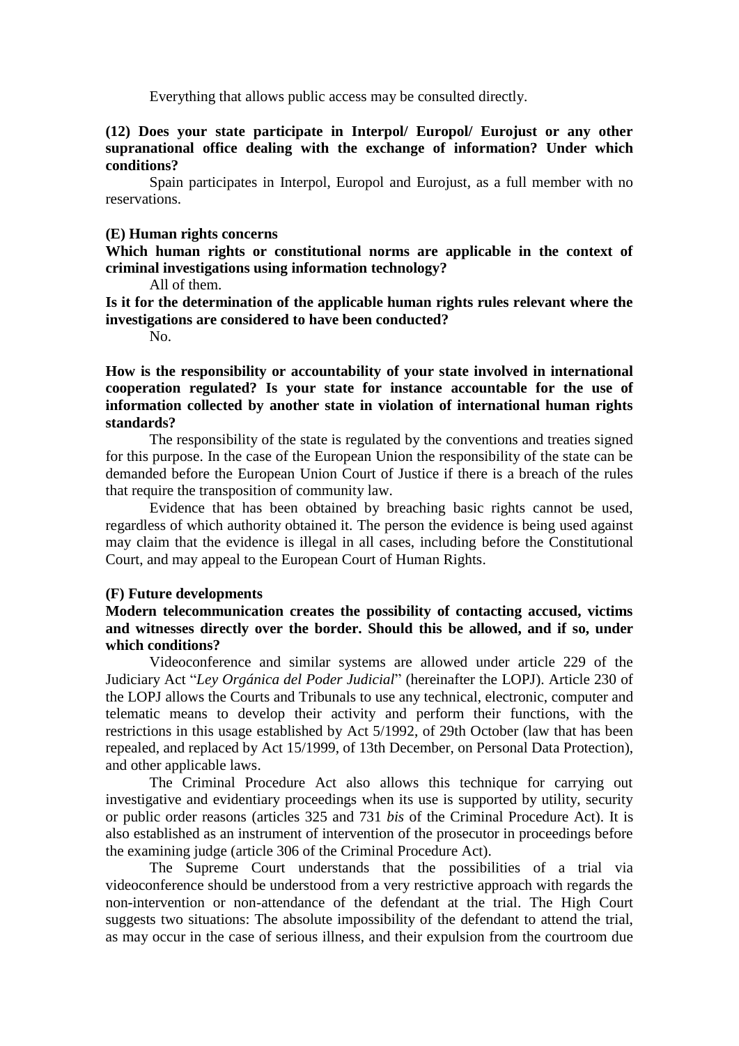Everything that allows public access may be consulted directly.

**(12) Does your state participate in Interpol/ Europol/ Eurojust or any other supranational office dealing with the exchange of information? Under which conditions?**

Spain participates in Interpol, Europol and Eurojust, as a full member with no reservations.

**(E) Human rights concerns**

**Which human rights or constitutional norms are applicable in the context of criminal investigations using information technology?**

All of them.

**Is it for the determination of the applicable human rights rules relevant where the investigations are considered to have been conducted?**

No.

**How is the responsibility or accountability of your state involved in international cooperation regulated? Is your state for instance accountable for the use of information collected by another state in violation of international human rights standards?**

The responsibility of the state is regulated by the conventions and treaties signed for this purpose. In the case of the European Union the responsibility of the state can be demanded before the European Union Court of Justice if there is a breach of the rules that require the transposition of community law.

Evidence that has been obtained by breaching basic rights cannot be used, regardless of which authority obtained it. The person the evidence is being used against may claim that the evidence is illegal in all cases, including before the Constitutional Court, and may appeal to the European Court of Human Rights.

**(F) Future developments**

**Modern telecommunication creates the possibility of contacting accused, victims and witnesses directly over the border. Should this be allowed, and if so, under which conditions?**

Videoconference and similar systems are allowed under article 229 of the Judiciary Act "*Ley Orgánica del Poder Judicial*" (hereinafter the LOPJ). Article 230 of the LOPJ allows the Courts and Tribunals to use any technical, electronic, computer and telematic means to develop their activity and perform their functions, with the restrictions in this usage established by Act 5/1992, of 29th October (law that has been repealed, and replaced by Act 15/1999, of 13th December, on Personal Data Protection), and other applicable laws.

The Criminal Procedure Act also allows this technique for carrying out investigative and evidentiary proceedings when its use is supported by utility, security or public order reasons (articles 325 and 731 *bis* of the Criminal Procedure Act). It is also established as an instrument of intervention of the prosecutor in proceedings before the examining judge (article 306 of the Criminal Procedure Act).

The Supreme Court understands that the possibilities of a trial via videoconference should be understood from a very restrictive approach with regards the non-intervention or non-attendance of the defendant at the trial. The High Court suggests two situations: The absolute impossibility of the defendant to attend the trial, as may occur in the case of serious illness, and their expulsion from the courtroom due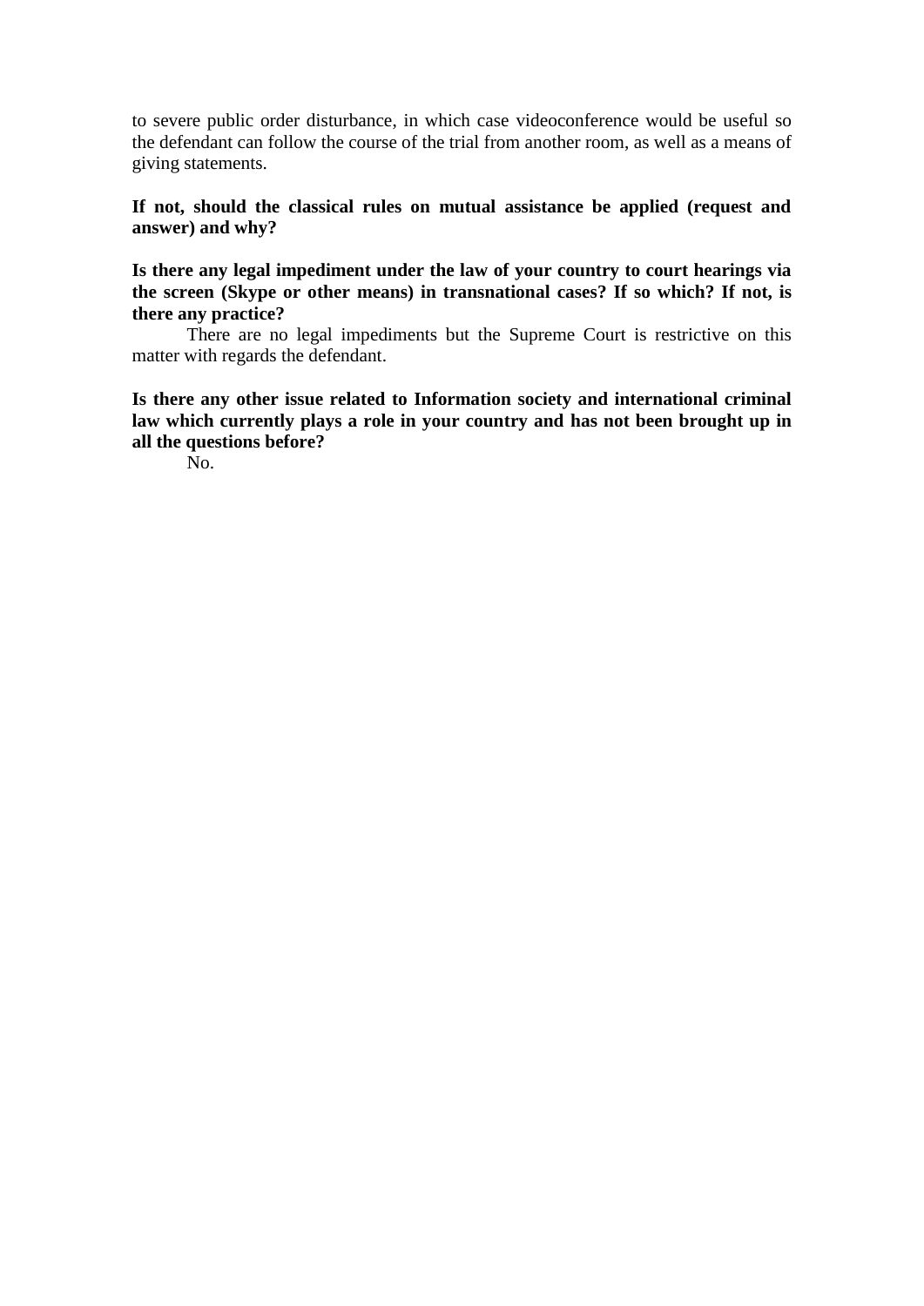to severe public order disturbance, in which case videoconference would be useful so the defendant can follow the course of the trial from another room, as well as a means of giving statements.

**If not, should the classical rules on mutual assistance be applied (request and answer) and why?**

**Is there any legal impediment under the law of your country to court hearings via the screen (Skype or other means) in transnational cases? If so which? If not, is there any practice?**

There are no legal impediments but the Supreme Court is restrictive on this matter with regards the defendant.

**Is there any other issue related to Information society and international criminal law which currently plays a role in your country and has not been brought up in all the questions before?**

No.